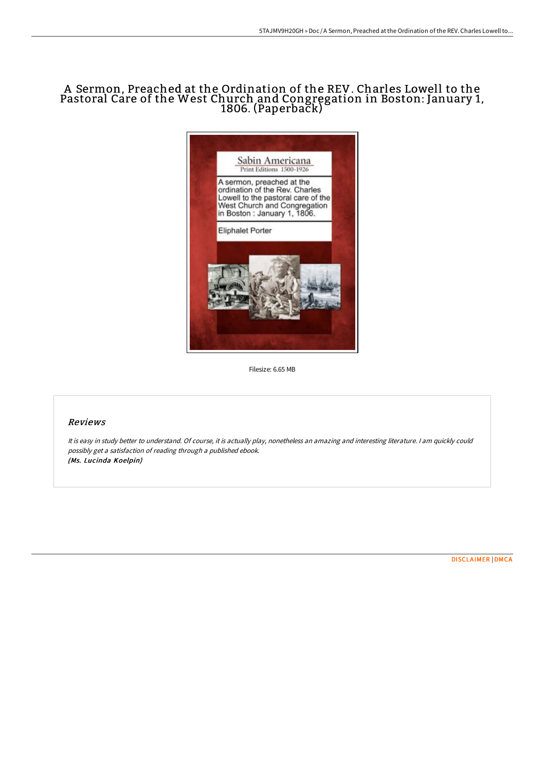# A Sermon, Preached at the Ordination of the REV. Charles Lowell to the Pastoral Care of the West Church and Congregation in Boston: January 1, 1806. (Paperback)

Filesize: 6.65 MB

## *Reviews*

*It is easy in study better to understand. Of course, it is actually play, nonetheless an amazing and interesting literature. I am quickly could possibly get a satisfaction of reading through a published ebook.*
***(Ms. Lucinda Koelpin)***

DISCLAIMER | DMCA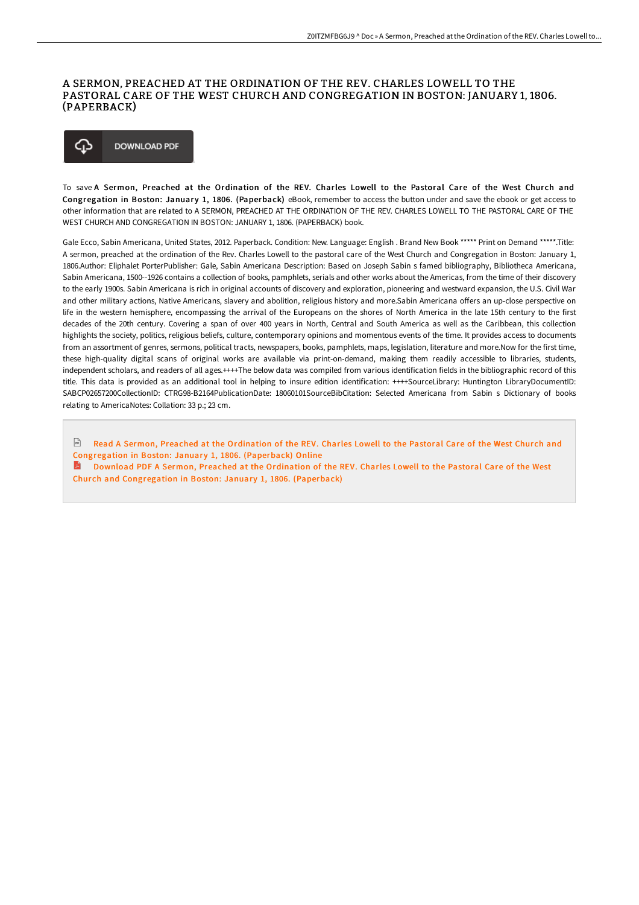# A SERMON, PREACHED AT THE ORDINATION OF THE REV. CHARLES LOWELL TO THE PASTORAL CARE OF THE WEST CHURCH AND CONGREGATION IN BOSTON: JANUARY 1, 1806. (PAPERBACK)

DOWNLOAD PDF

To save **A Sermon, Preached at the Ordination of the REV. Charles Lowell to the Pastoral Care of the West Church and Congregation in Boston: January 1, 1806. (Paperback)** eBook, remember to access the button under and save the ebook or get access to other information that are related to A SERMON, PREACHED AT THE ORDINATION OF THE REV. CHARLES LOWELL TO THE PASTORAL CARE OF THE WEST CHURCH AND CONGREGATION IN BOSTON: JANUARY 1, 1806. (PAPERBACK) book.

Gale Ecco, Sabin Americana, United States, 2012. Paperback. Condition: New. Language: English . Brand New Book ***** Print on Demand *****.Title: A sermon, preached at the ordination of the Rev. Charles Lowell to the pastoral care of the West Church and Congregation in Boston: January 1, 1806.Author: Eliphalet PorterPublisher: Gale, Sabin Americana Description: Based on Joseph Sabin s famed bibliography, Bibliotheca Americana, Sabin Americana, 1500--1926 contains a collection of books, pamphlets, serials and other works about the Americas, from the time of their discovery to the early 1900s. Sabin Americana is rich in original accounts of discovery and exploration, pioneering and westward expansion, the U.S. Civil War and other military actions, Native Americans, slavery and abolition, religious history and more.Sabin Americana offers an up-close perspective on life in the western hemisphere, encompassing the arrival of the Europeans on the shores of North America in the late 15th century to the first decades of the 20th century. Covering a span of over 400 years in North, Central and South America as well as the Caribbean, this collection highlights the society, politics, religious beliefs, culture, contemporary opinions and momentous events of the time. It provides access to documents from an assortment of genres, sermons, political tracts, newspapers, books, pamphlets, maps, legislation, literature and more.Now for the first time, these high-quality digital scans of original works are available via print-on-demand, making them readily accessible to libraries, students, independent scholars, and readers of all ages.++++The below data was compiled from various identification fields in the bibliographic record of this title. This data is provided as an additional tool in helping to insure edition identification: ++++SourceLibrary: Huntington LibraryDocumentID: SABCP02657200CollectionID: CTRG98-B2164PublicationDate: 18060101SourceBibCitation: Selected Americana from Sabin s Dictionary of books relating to AmericaNotes: Collation: 33 p.; 23 cm.

Read A Sermon, Preached at the Ordination of the REV. Charles Lowell to the Pastoral Care of the West Church and Congregation in Boston: January 1, 1806. (Paperback) Online

Download PDF A Sermon, Preached at the Ordination of the REV. Charles Lowell to the Pastoral Care of the West Church and Congregation in Boston: January 1, 1806. (Paperback)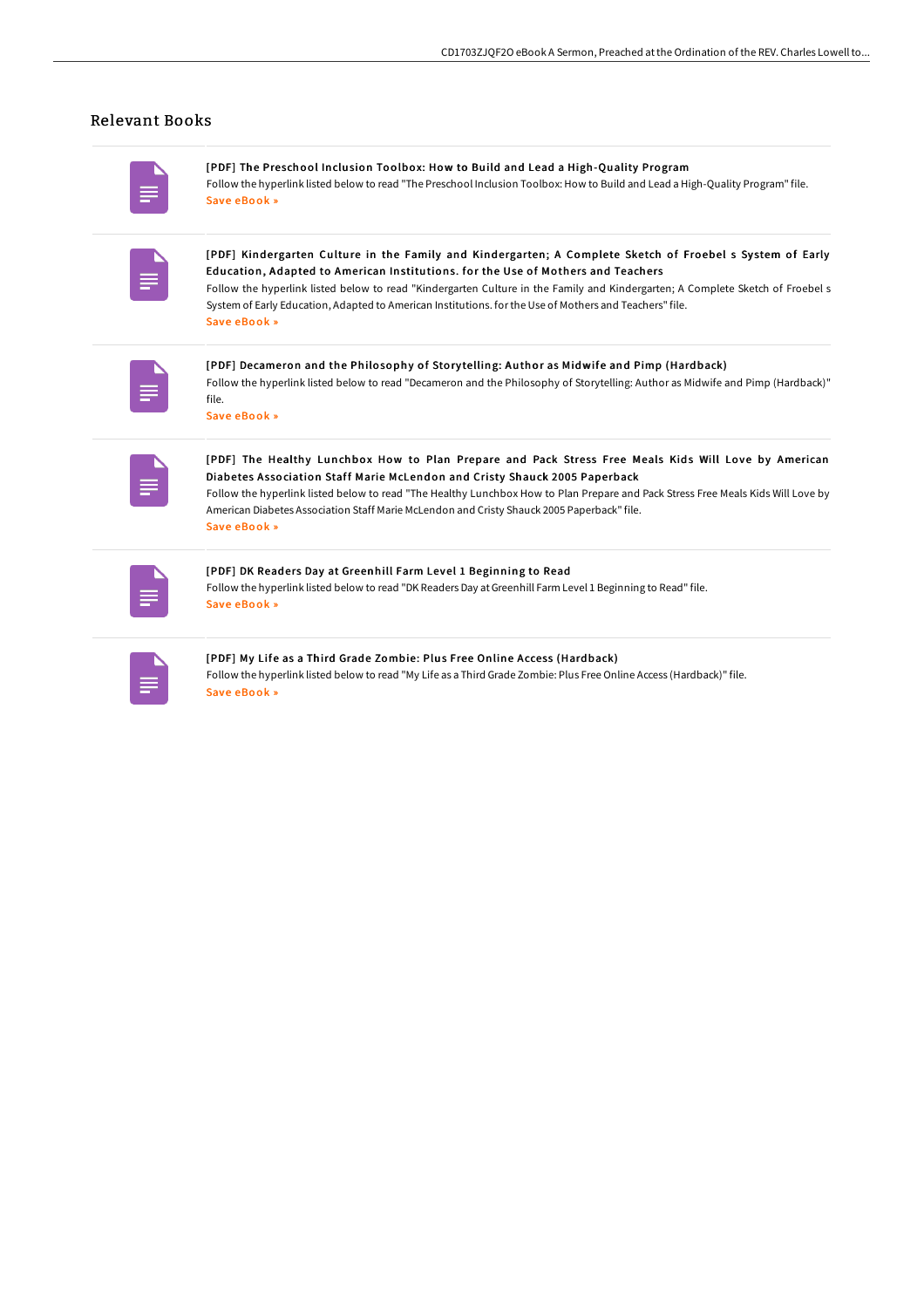## Relevant Books

[PDF] The Preschool Inclusion Toolbox: How to Build and Lead a High-Quality Program
Follow the hyperlink listed below to read "The Preschool Inclusion Toolbox: How to Build and Lead a High-Quality Program" file.
Save eBook »

[PDF] Kindergarten Culture in the Family and Kindergarten; A Complete Sketch of Froebel s System of Early Education, Adapted to American Institutions. for the Use of Mothers and Teachers
Follow the hyperlink listed below to read "Kindergarten Culture in the Family and Kindergarten; A Complete Sketch of Froebel s System of Early Education, Adapted to American Institutions. for the Use of Mothers and Teachers" file.
Save eBook »

[PDF] Decameron and the Philosophy of Storytelling: Author as Midwife and Pimp (Hardback)
Follow the hyperlink listed below to read "Decameron and the Philosophy of Storytelling: Author as Midwife and Pimp (Hardback)" file.
Save eBook »

[PDF] The Healthy Lunchbox How to Plan Prepare and Pack Stress Free Meals Kids Will Love by American Diabetes Association Staff Marie McLendon and Cristy Shauck 2005 Paperback
Follow the hyperlink listed below to read "The Healthy Lunchbox How to Plan Prepare and Pack Stress Free Meals Kids Will Love by American Diabetes Association Staff Marie McLendon and Cristy Shauck 2005 Paperback" file.
Save eBook »

[PDF] DK Readers Day at Greenhill Farm Level 1 Beginning to Read
Follow the hyperlink listed below to read "DK Readers Day at Greenhill Farm Level 1 Beginning to Read" file.
Save eBook »

[PDF] My Life as a Third Grade Zombie: Plus Free Online Access (Hardback)
Follow the hyperlink listed below to read "My Life as a Third Grade Zombie: Plus Free Online Access (Hardback)" file.
Save eBook »